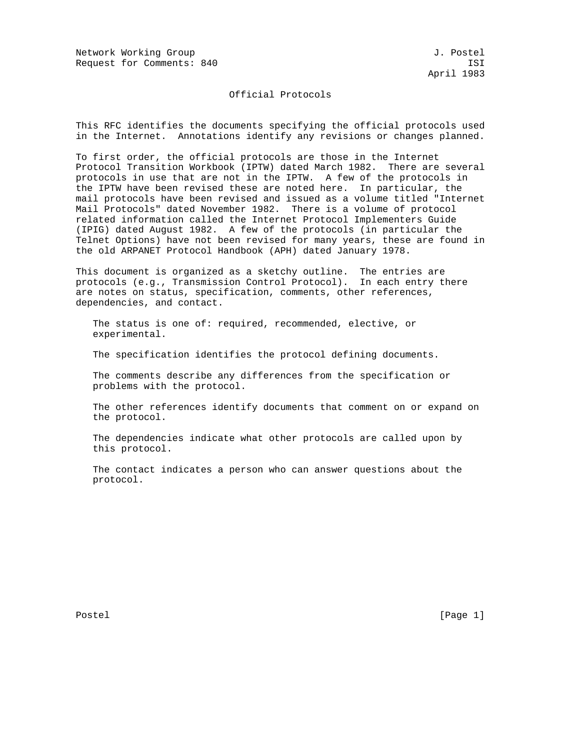Network Working Group J. Postel
Request for Comments: 840 ISI
April 1983

# Official Protocols

This RFC identifies the documents specifying the official protocols used in the Internet. Annotations identify any revisions or changes planned.

To first order, the official protocols are those in the Internet Protocol Transition Workbook (IPTW) dated March 1982. There are several protocols in use that are not in the IPTW. A few of the protocols in the IPTW have been revised these are noted here. In particular, the mail protocols have been revised and issued as a volume titled "Internet Mail Protocols" dated November 1982. There is a volume of protocol related information called the Internet Protocol Implementers Guide (IPIG) dated August 1982. A few of the protocols (in particular the Telnet Options) have not been revised for many years, these are found in the old ARPANET Protocol Handbook (APH) dated January 1978.

This document is organized as a sketchy outline. The entries are protocols (e.g., Transmission Control Protocol). In each entry there are notes on status, specification, comments, other references, dependencies, and contact.

The status is one of: required, recommended, elective, or experimental.

The specification identifies the protocol defining documents.

The comments describe any differences from the specification or problems with the protocol.

The other references identify documents that comment on or expand on the protocol.

The dependencies indicate what other protocols are called upon by this protocol.

The contact indicates a person who can answer questions about the protocol.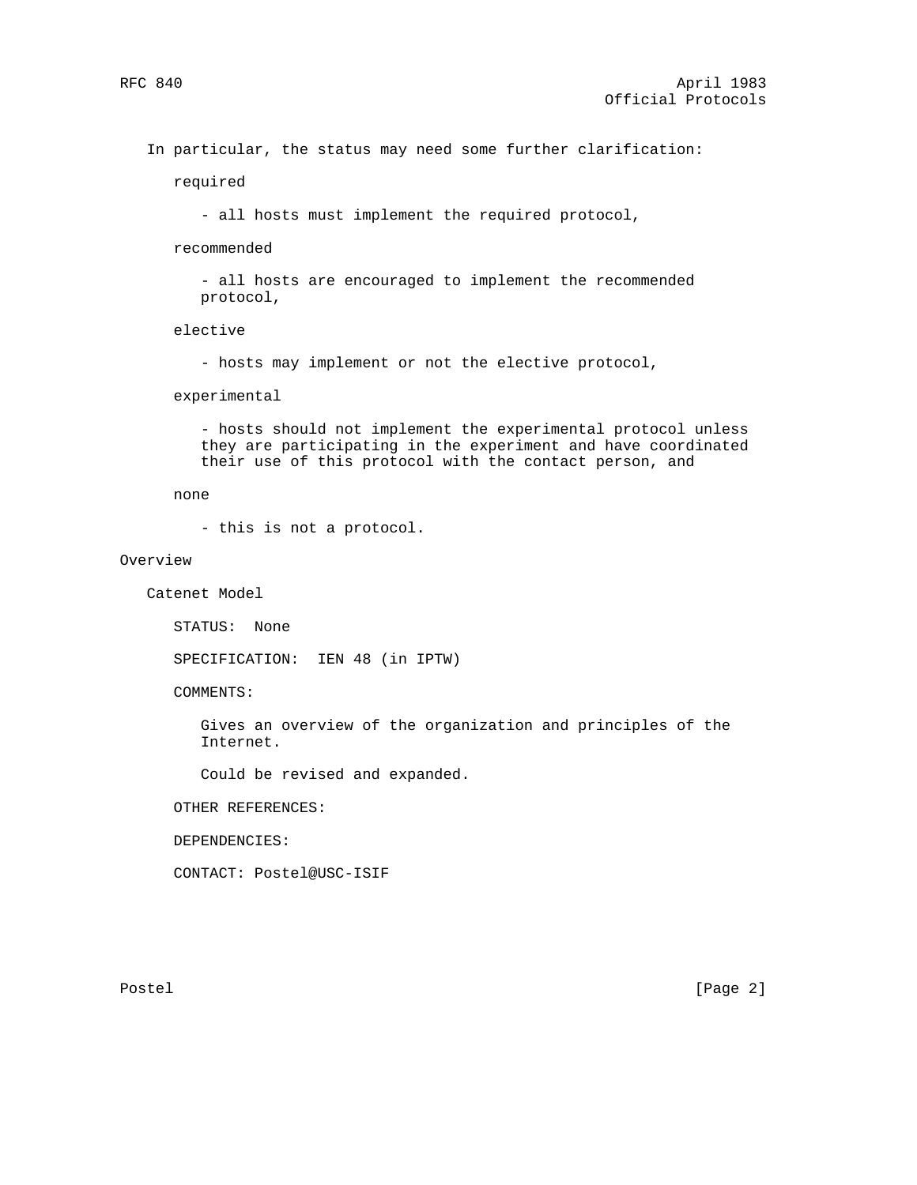In particular, the status may need some further clarification:

required

- all hosts must implement the required protocol,

recommended

- all hosts are encouraged to implement the recommended protocol,

elective

- hosts may implement or not the elective protocol,

experimental

- hosts should not implement the experimental protocol unless they are participating in the experiment and have coordinated their use of this protocol with the contact person, and

none

- this is not a protocol.

## Overview

### Catenet Model

STATUS: None

SPECIFICATION: IEN 48 (in IPTW)

COMMENTS:

Gives an overview of the organization and principles of the Internet.

Could be revised and expanded.

OTHER REFERENCES:

DEPENDENCIES:

CONTACT: Postel@USC-ISIF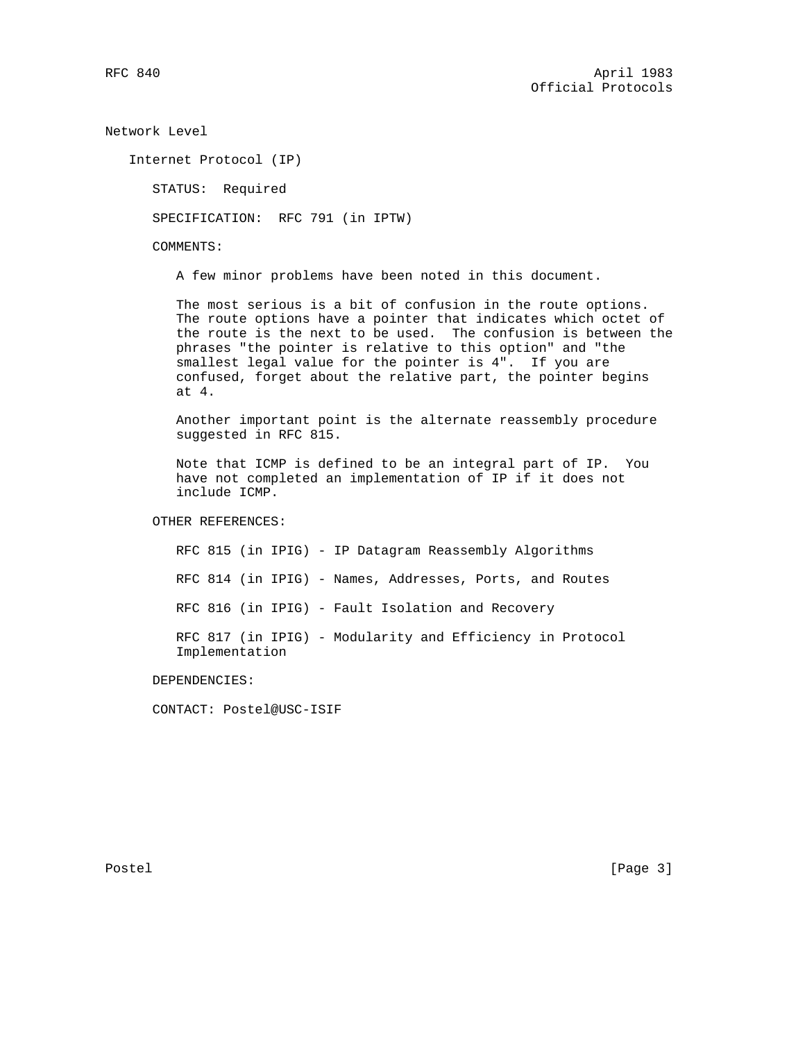## Network Level

### Internet Protocol (IP)

STATUS: Required

SPECIFICATION: RFC 791 (in IPTW)

COMMENTS:

A few minor problems have been noted in this document.

The most serious is a bit of confusion in the route options. The route options have a pointer that indicates which octet of the route is the next to be used. The confusion is between the phrases "the pointer is relative to this option" and "the smallest legal value for the pointer is 4". If you are confused, forget about the relative part, the pointer begins at 4.

Another important point is the alternate reassembly procedure suggested in RFC 815.

Note that ICMP is defined to be an integral part of IP. You have not completed an implementation of IP if it does not include ICMP.

OTHER REFERENCES:

RFC 815 (in IPIG) - IP Datagram Reassembly Algorithms

RFC 814 (in IPIG) - Names, Addresses, Ports, and Routes

RFC 816 (in IPIG) - Fault Isolation and Recovery

RFC 817 (in IPIG) - Modularity and Efficiency in Protocol Implementation

DEPENDENCIES:

CONTACT: Postel@USC-ISIF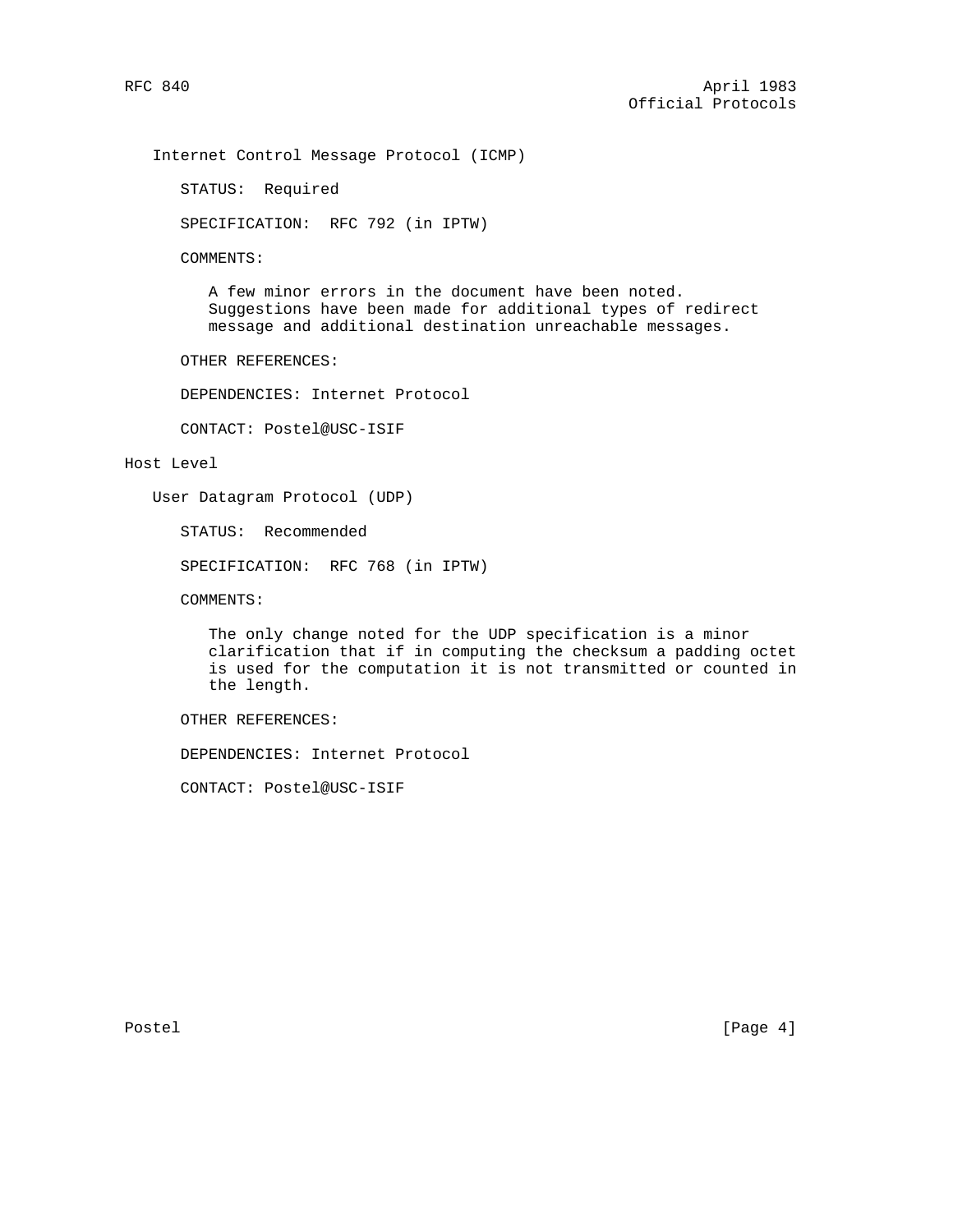### Internet Control Message Protocol (ICMP)

STATUS: Required

SPECIFICATION: RFC 792 (in IPTW)

COMMENTS:

A few minor errors in the document have been noted. Suggestions have been made for additional types of redirect message and additional destination unreachable messages.

OTHER REFERENCES:

DEPENDENCIES: Internet Protocol

CONTACT: Postel@USC-ISIF

## Host Level

### User Datagram Protocol (UDP)

STATUS: Recommended

SPECIFICATION: RFC 768 (in IPTW)

COMMENTS:

The only change noted for the UDP specification is a minor clarification that if in computing the checksum a padding octet is used for the computation it is not transmitted or counted in the length.

OTHER REFERENCES:

DEPENDENCIES: Internet Protocol

CONTACT: Postel@USC-ISIF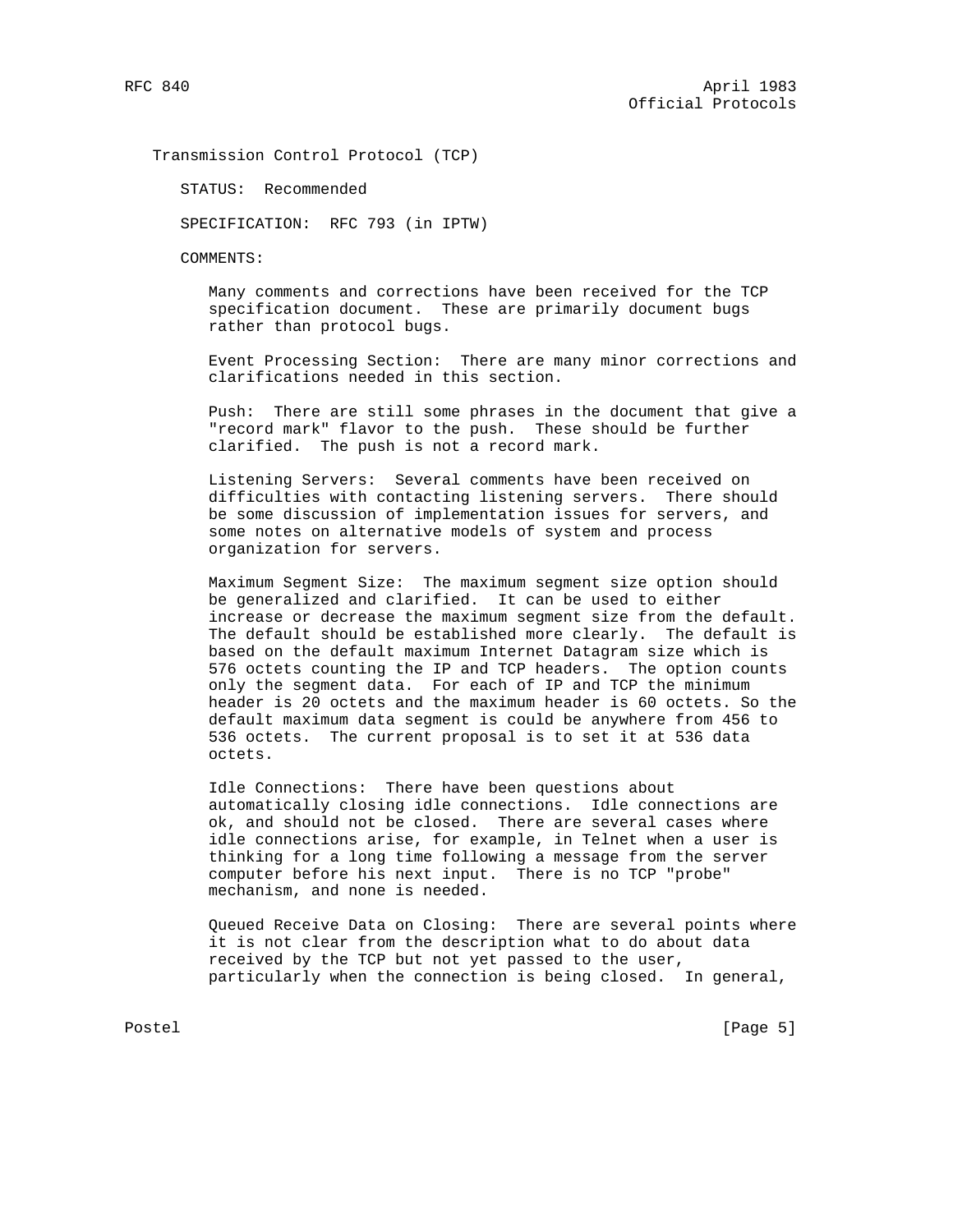## Transmission Control Protocol (TCP)

STATUS: Recommended

SPECIFICATION: RFC 793 (in IPTW)

COMMENTS:

Many comments and corrections have been received for the TCP specification document. These are primarily document bugs rather than protocol bugs.

Event Processing Section: There are many minor corrections and clarifications needed in this section.

Push: There are still some phrases in the document that give a "record mark" flavor to the push. These should be further clarified. The push is not a record mark.

Listening Servers: Several comments have been received on difficulties with contacting listening servers. There should be some discussion of implementation issues for servers, and some notes on alternative models of system and process organization for servers.

Maximum Segment Size: The maximum segment size option should be generalized and clarified. It can be used to either increase or decrease the maximum segment size from the default. The default should be established more clearly. The default is based on the default maximum Internet Datagram size which is 576 octets counting the IP and TCP headers. The option counts only the segment data. For each of IP and TCP the minimum header is 20 octets and the maximum header is 60 octets. So the default maximum data segment is could be anywhere from 456 to 536 octets. The current proposal is to set it at 536 data octets.

Idle Connections: There have been questions about automatically closing idle connections. Idle connections are ok, and should not be closed. There are several cases where idle connections arise, for example, in Telnet when a user is thinking for a long time following a message from the server computer before his next input. There is no TCP "probe" mechanism, and none is needed.

Queued Receive Data on Closing: There are several points where it is not clear from the description what to do about data received by the TCP but not yet passed to the user, particularly when the connection is being closed. In general,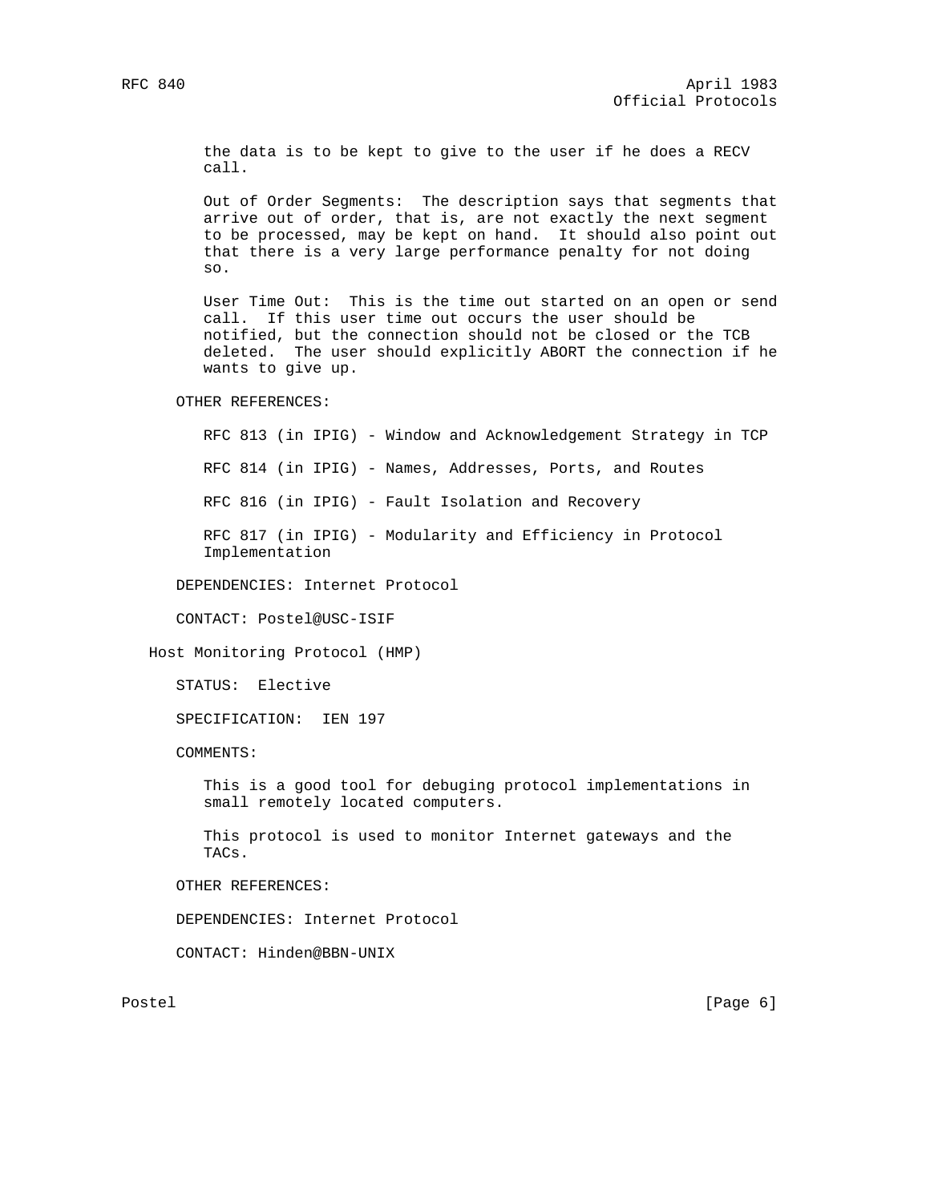the data is to be kept to give to the user if he does a RECV call.

Out of Order Segments: The description says that segments that arrive out of order, that is, are not exactly the next segment to be processed, may be kept on hand. It should also point out that there is a very large performance penalty for not doing so.

User Time Out: This is the time out started on an open or send call. If this user time out occurs the user should be notified, but the connection should not be closed or the TCB deleted. The user should explicitly ABORT the connection if he wants to give up.

OTHER REFERENCES:

RFC 813 (in IPIG) - Window and Acknowledgement Strategy in TCP

RFC 814 (in IPIG) - Names, Addresses, Ports, and Routes

RFC 816 (in IPIG) - Fault Isolation and Recovery

RFC 817 (in IPIG) - Modularity and Efficiency in Protocol Implementation

DEPENDENCIES: Internet Protocol

CONTACT: Postel@USC-ISIF

## Host Monitoring Protocol (HMP)

STATUS: Elective

SPECIFICATION: IEN 197

COMMENTS:

This is a good tool for debuging protocol implementations in small remotely located computers.

This protocol is used to monitor Internet gateways and the TACs.

OTHER REFERENCES:

DEPENDENCIES: Internet Protocol

CONTACT: Hinden@BBN-UNIX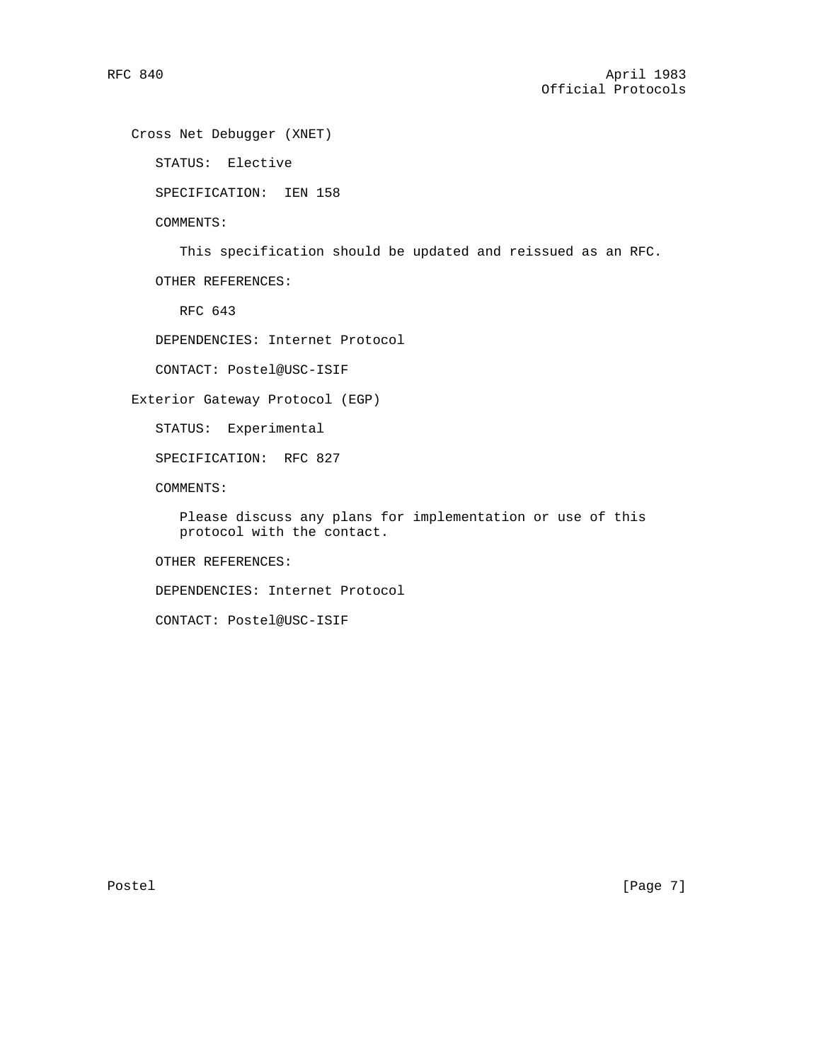## Cross Net Debugger (XNET)

STATUS: Elective

SPECIFICATION: IEN 158

COMMENTS:

This specification should be updated and reissued as an RFC.

OTHER REFERENCES:

RFC 643

DEPENDENCIES: Internet Protocol

CONTACT: Postel@USC-ISIF

## Exterior Gateway Protocol (EGP)

STATUS: Experimental

SPECIFICATION: RFC 827

COMMENTS:

Please discuss any plans for implementation or use of this protocol with the contact.

OTHER REFERENCES:

DEPENDENCIES: Internet Protocol

CONTACT: Postel@USC-ISIF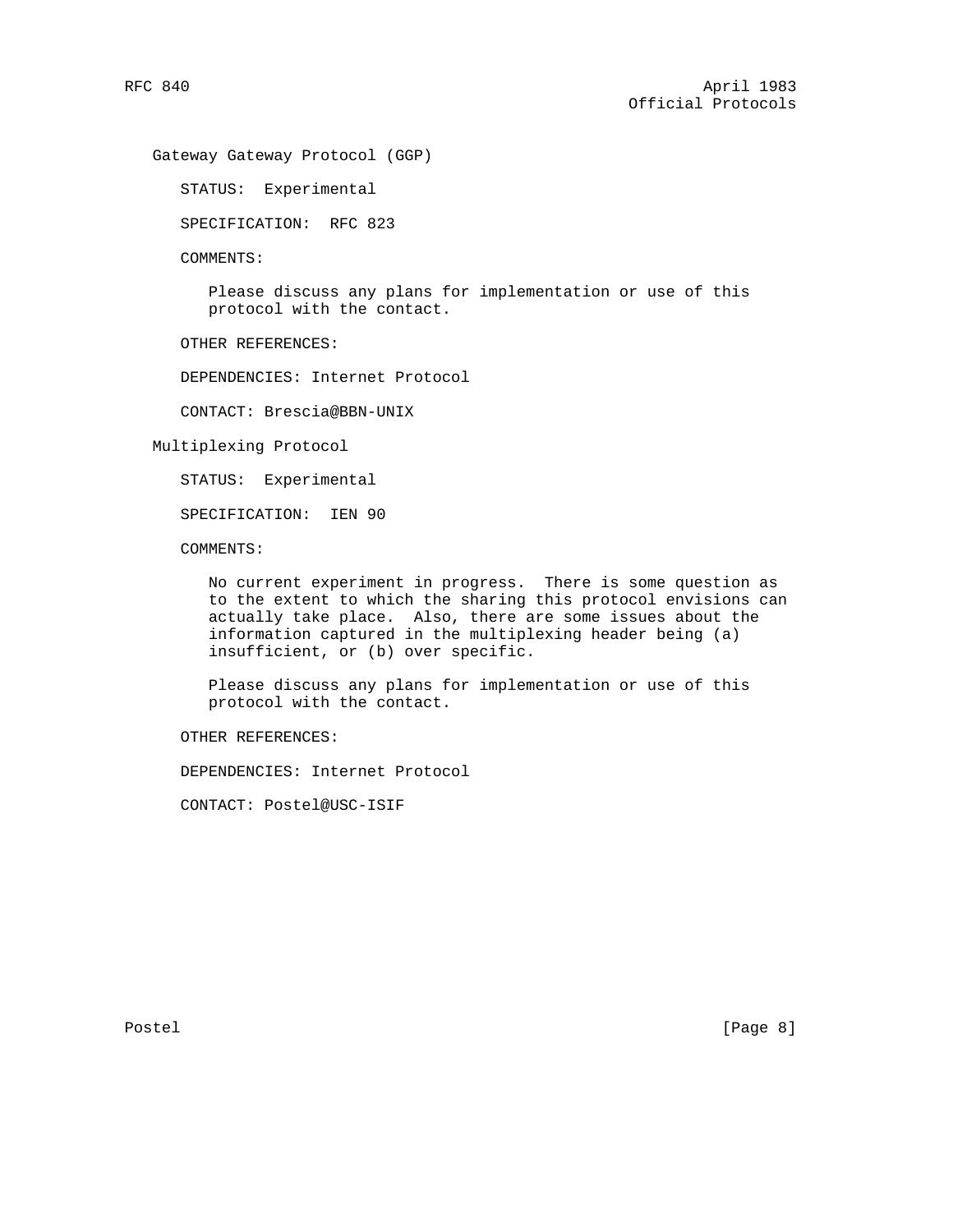### Gateway Gateway Protocol (GGP)

STATUS: Experimental

SPECIFICATION: RFC 823

COMMENTS:

Please discuss any plans for implementation or use of this protocol with the contact.

OTHER REFERENCES:

DEPENDENCIES: Internet Protocol

CONTACT: Brescia@BBN-UNIX

### Multiplexing Protocol

STATUS: Experimental

SPECIFICATION: IEN 90

COMMENTS:

No current experiment in progress. There is some question as to the extent to which the sharing this protocol envisions can actually take place. Also, there are some issues about the information captured in the multiplexing header being (a) insufficient, or (b) over specific.

Please discuss any plans for implementation or use of this protocol with the contact.

OTHER REFERENCES:

DEPENDENCIES: Internet Protocol

CONTACT: Postel@USC-ISIF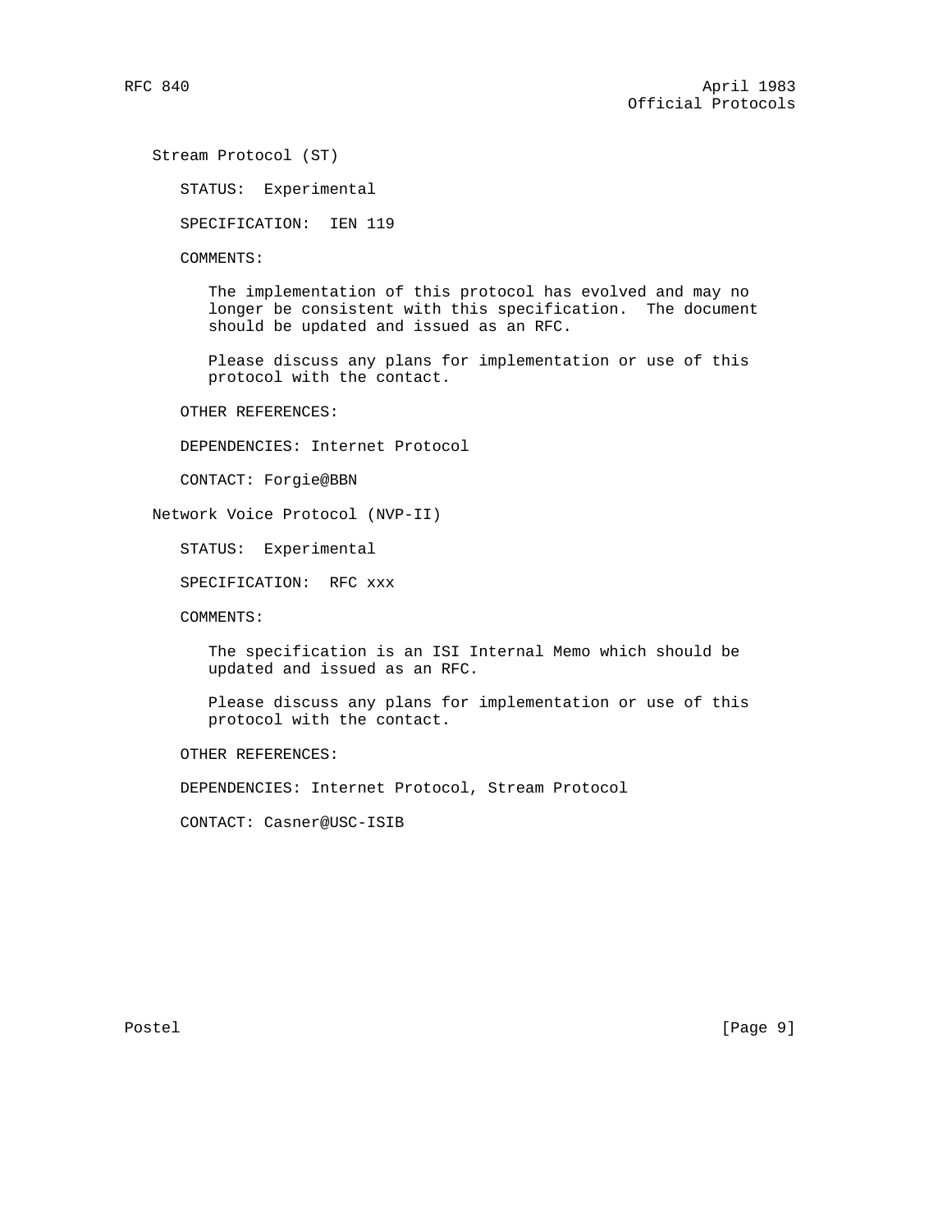## Stream Protocol (ST)

STATUS: Experimental

SPECIFICATION: IEN 119

COMMENTS:

The implementation of this protocol has evolved and may no longer be consistent with this specification. The document should be updated and issued as an RFC.

Please discuss any plans for implementation or use of this protocol with the contact.

OTHER REFERENCES:

DEPENDENCIES: Internet Protocol

CONTACT: Forgie@BBN

## Network Voice Protocol (NVP-II)

STATUS: Experimental

SPECIFICATION: RFC xxx

COMMENTS:

The specification is an ISI Internal Memo which should be updated and issued as an RFC.

Please discuss any plans for implementation or use of this protocol with the contact.

OTHER REFERENCES:

DEPENDENCIES: Internet Protocol, Stream Protocol

CONTACT: Casner@USC-ISIB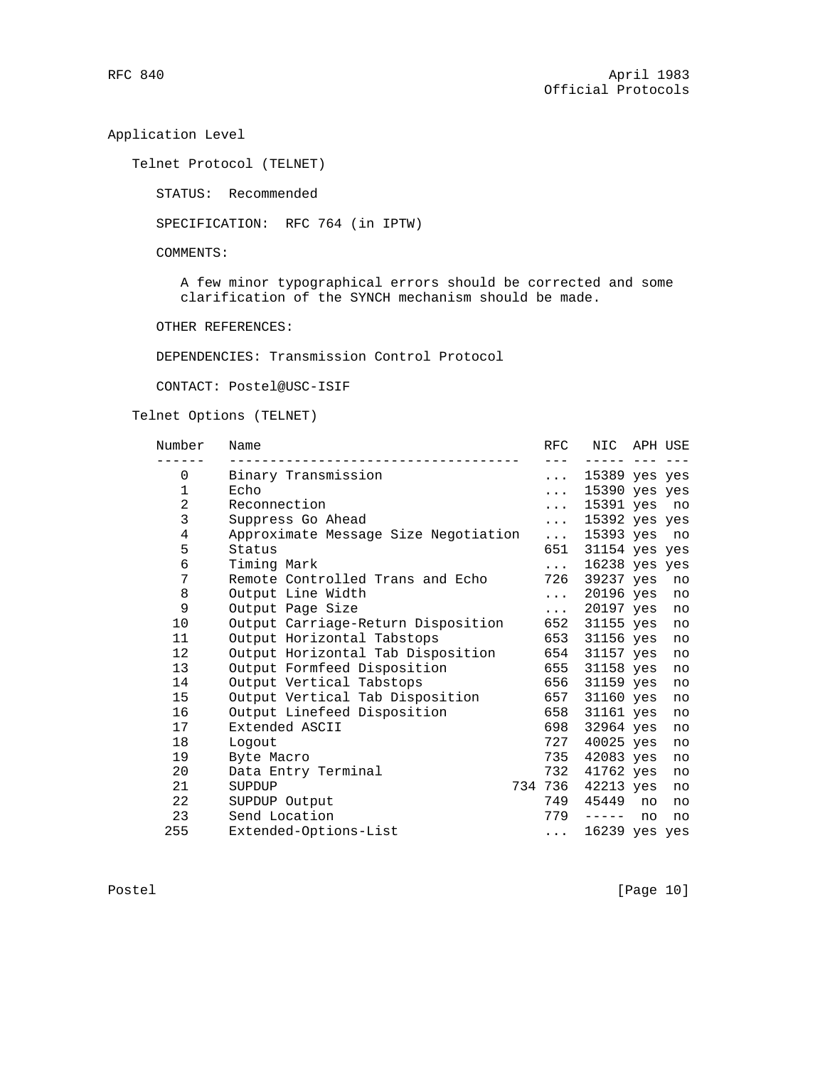## Application Level

### Telnet Protocol (TELNET)

STATUS: Recommended

SPECIFICATION: RFC 764 (in IPTW)

COMMENTS:

A few minor typographical errors should be corrected and some clarification of the SYNCH mechanism should be made.

OTHER REFERENCES:

DEPENDENCIES: Transmission Control Protocol

CONTACT: Postel@USC-ISIF

### Telnet Options (TELNET)

| Number | Name | RFC | NIC | APH | USE |
|---|---|---|---|---|---|
| 0 | Binary Transmission | ... | 15389 | yes | yes |
| 1 | Echo | ... | 15390 | yes | yes |
| 2 | Reconnection | ... | 15391 | yes | no |
| 3 | Suppress Go Ahead | ... | 15392 | yes | yes |
| 4 | Approximate Message Size Negotiation | ... | 15393 | yes | no |
| 5 | Status | 651 | 31154 | yes | yes |
| 6 | Timing Mark | ... | 16238 | yes | yes |
| 7 | Remote Controlled Trans and Echo | 726 | 39237 | yes | no |
| 8 | Output Line Width | ... | 20196 | yes | no |
| 9 | Output Page Size | ... | 20197 | yes | no |
| 10 | Output Carriage-Return Disposition | 652 | 31155 | yes | no |
| 11 | Output Horizontal Tabstops | 653 | 31156 | yes | no |
| 12 | Output Horizontal Tab Disposition | 654 | 31157 | yes | no |
| 13 | Output Formfeed Disposition | 655 | 31158 | yes | no |
| 14 | Output Vertical Tabstops | 656 | 31159 | yes | no |
| 15 | Output Vertical Tab Disposition | 657 | 31160 | yes | no |
| 16 | Output Linefeed Disposition | 658 | 31161 | yes | no |
| 17 | Extended ASCII | 698 | 32964 | yes | no |
| 18 | Logout | 727 | 40025 | yes | no |
| 19 | Byte Macro | 735 | 42083 | yes | no |
| 20 | Data Entry Terminal | 732 | 41762 | yes | no |
| 21 | SUPDUP | 734 736 | 42213 | yes | no |
| 22 | SUPDUP Output | 749 | 45449 | no | no |
| 23 | Send Location | 779 | ----- | no | no |
| 255 | Extended-Options-List | ... | 16239 | yes | yes |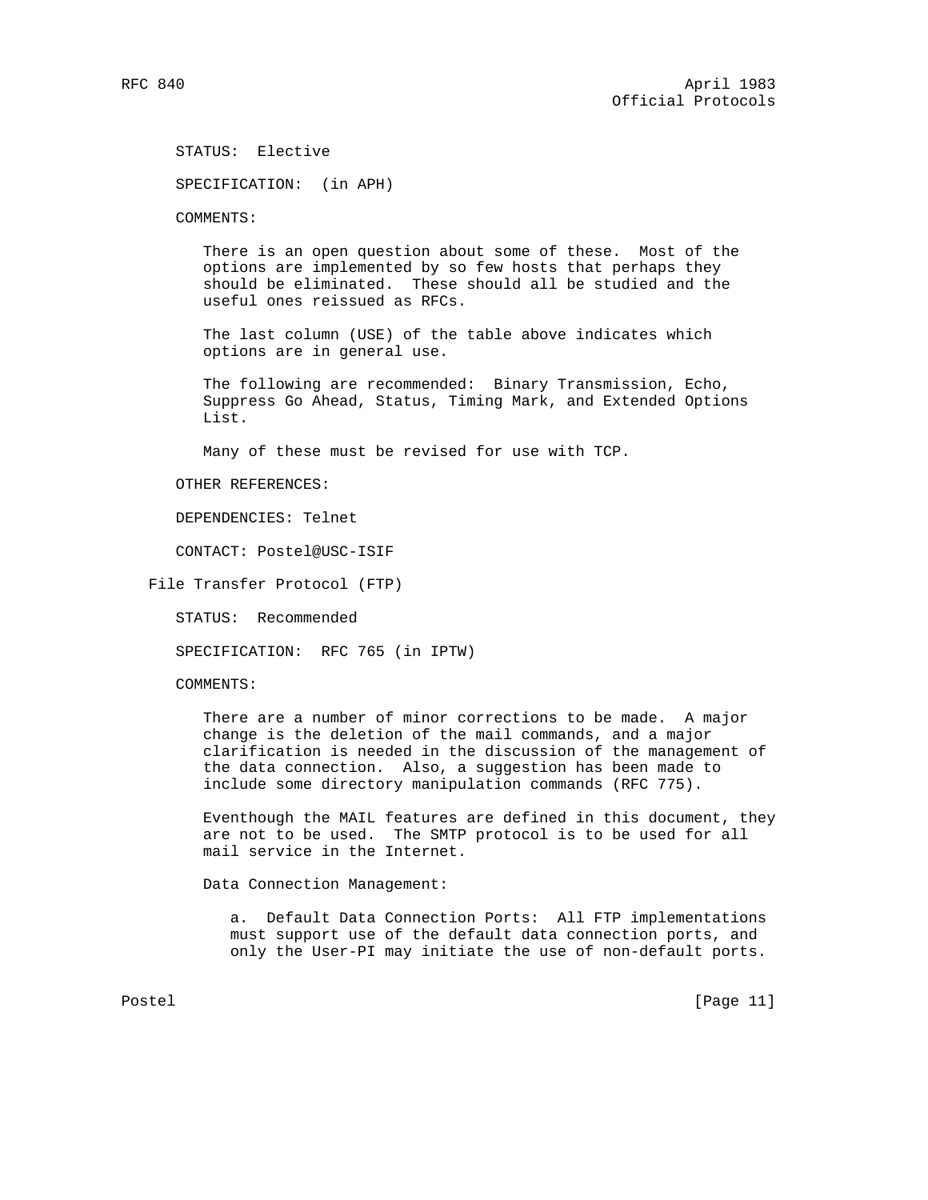STATUS: Elective

SPECIFICATION: (in APH)

COMMENTS:

There is an open question about some of these. Most of the options are implemented by so few hosts that perhaps they should be eliminated. These should all be studied and the useful ones reissued as RFCs.

The last column (USE) of the table above indicates which options are in general use.

The following are recommended: Binary Transmission, Echo, Suppress Go Ahead, Status, Timing Mark, and Extended Options List.

Many of these must be revised for use with TCP.

OTHER REFERENCES:

DEPENDENCIES: Telnet

CONTACT: Postel@USC-ISIF

## File Transfer Protocol (FTP)

STATUS: Recommended

SPECIFICATION: RFC 765 (in IPTW)

COMMENTS:

There are a number of minor corrections to be made. A major change is the deletion of the mail commands, and a major clarification is needed in the discussion of the management of the data connection. Also, a suggestion has been made to include some directory manipulation commands (RFC 775).

Eventhough the MAIL features are defined in this document, they are not to be used. The SMTP protocol is to be used for all mail service in the Internet.

Data Connection Management:

a. Default Data Connection Ports: All FTP implementations must support use of the default data connection ports, and only the User-PI may initiate the use of non-default ports.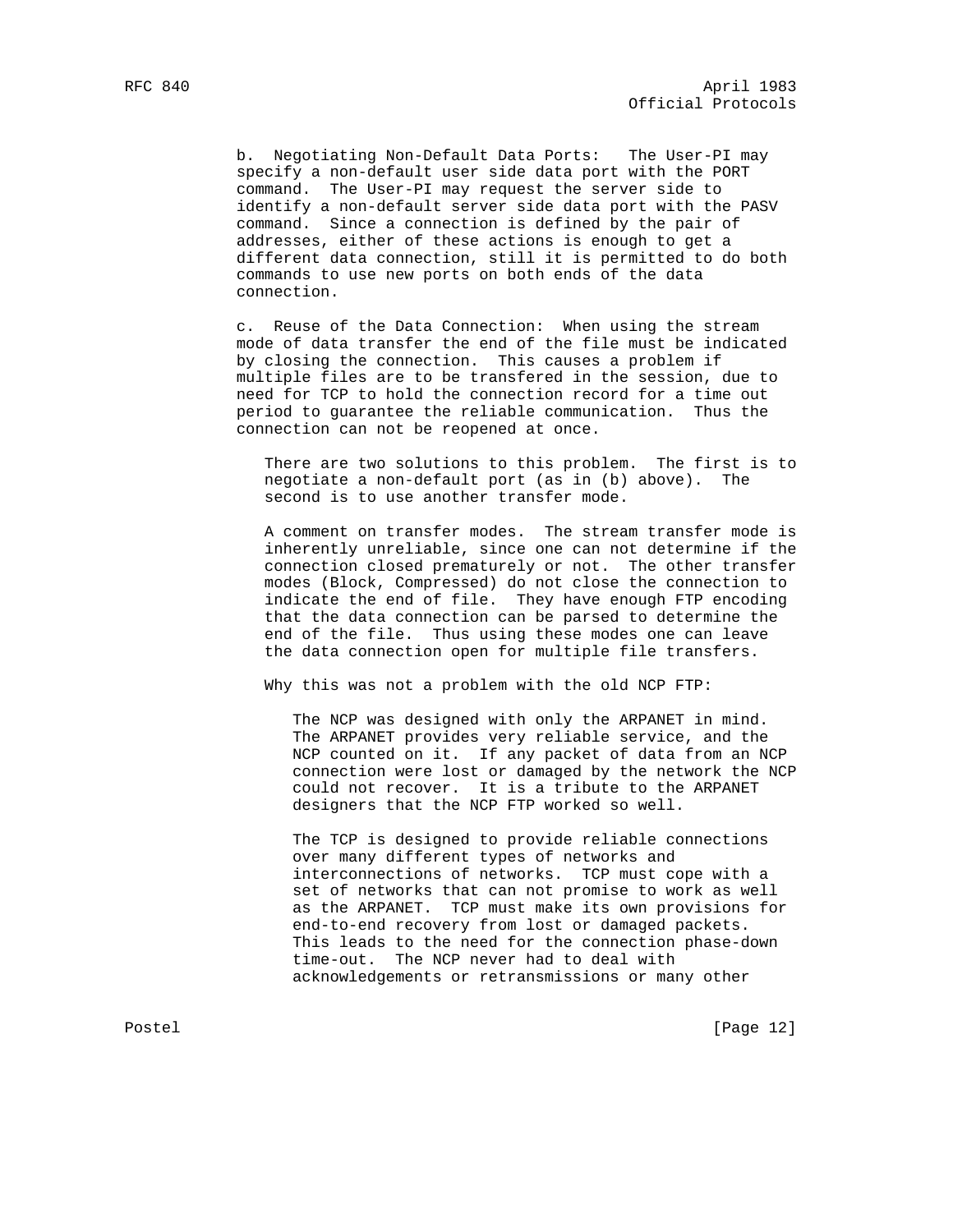b. Negotiating Non-Default Data Ports: The User-PI may specify a non-default user side data port with the PORT command. The User-PI may request the server side to identify a non-default server side data port with the PASV command. Since a connection is defined by the pair of addresses, either of these actions is enough to get a different data connection, still it is permitted to do both commands to use new ports on both ends of the data connection.

c. Reuse of the Data Connection: When using the stream mode of data transfer the end of the file must be indicated by closing the connection. This causes a problem if multiple files are to be transfered in the session, due to need for TCP to hold the connection record for a time out period to guarantee the reliable communication. Thus the connection can not be reopened at once.

There are two solutions to this problem. The first is to negotiate a non-default port (as in (b) above). The second is to use another transfer mode.

A comment on transfer modes. The stream transfer mode is inherently unreliable, since one can not determine if the connection closed prematurely or not. The other transfer modes (Block, Compressed) do not close the connection to indicate the end of file. They have enough FTP encoding that the data connection can be parsed to determine the end of the file. Thus using these modes one can leave the data connection open for multiple file transfers.

Why this was not a problem with the old NCP FTP:

The NCP was designed with only the ARPANET in mind. The ARPANET provides very reliable service, and the NCP counted on it. If any packet of data from an NCP connection were lost or damaged by the network the NCP could not recover. It is a tribute to the ARPANET designers that the NCP FTP worked so well.

The TCP is designed to provide reliable connections over many different types of networks and interconnections of networks. TCP must cope with a set of networks that can not promise to work as well as the ARPANET. TCP must make its own provisions for end-to-end recovery from lost or damaged packets. This leads to the need for the connection phase-down time-out. The NCP never had to deal with acknowledgements or retransmissions or many other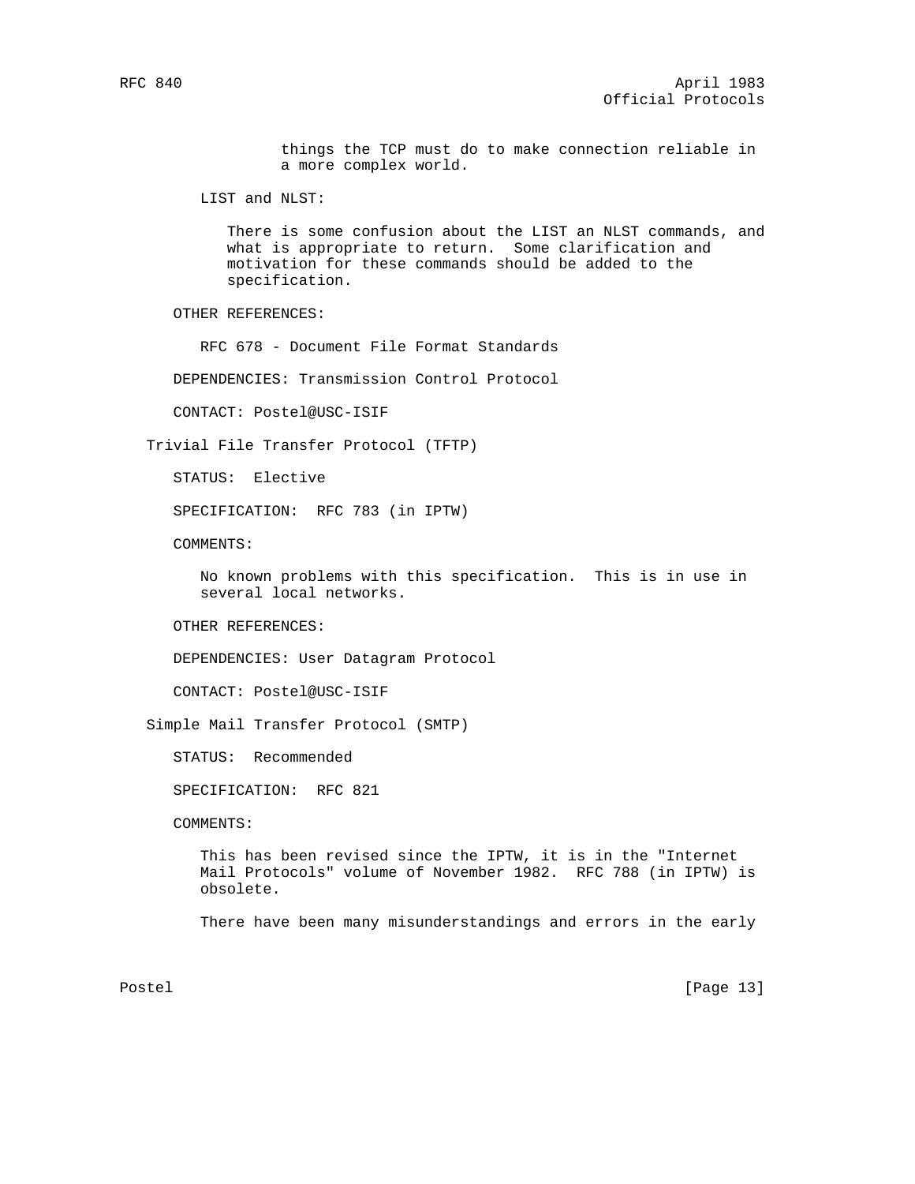things the TCP must do to make connection reliable in a more complex world.

LIST and NLST:

There is some confusion about the LIST an NLST commands, and what is appropriate to return. Some clarification and motivation for these commands should be added to the specification.

OTHER REFERENCES:

RFC 678 - Document File Format Standards

DEPENDENCIES: Transmission Control Protocol

CONTACT: Postel@USC-ISIF

Trivial File Transfer Protocol (TFTP)

STATUS: Elective

SPECIFICATION: RFC 783 (in IPTW)

COMMENTS:

No known problems with this specification. This is in use in several local networks.

OTHER REFERENCES:

DEPENDENCIES: User Datagram Protocol

CONTACT: Postel@USC-ISIF

Simple Mail Transfer Protocol (SMTP)

STATUS: Recommended

SPECIFICATION: RFC 821

COMMENTS:

This has been revised since the IPTW, it is in the "Internet Mail Protocols" volume of November 1982. RFC 788 (in IPTW) is obsolete.

There have been many misunderstandings and errors in the early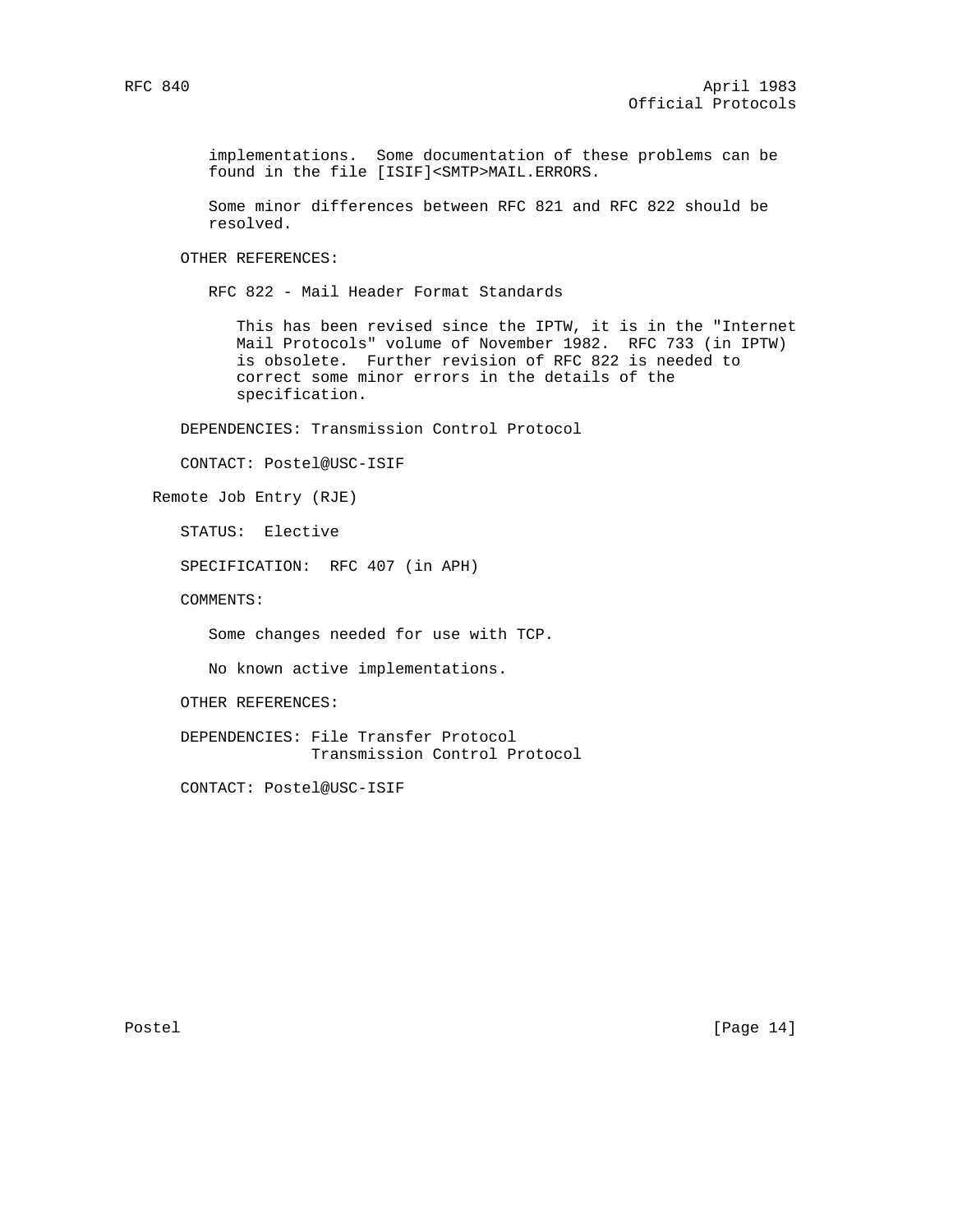implementations. Some documentation of these problems can be found in the file [ISIF]<SMTP>MAIL.ERRORS.

Some minor differences between RFC 821 and RFC 822 should be resolved.

OTHER REFERENCES:

RFC 822 - Mail Header Format Standards

This has been revised since the IPTW, it is in the "Internet Mail Protocols" volume of November 1982. RFC 733 (in IPTW) is obsolete. Further revision of RFC 822 is needed to correct some minor errors in the details of the specification.

DEPENDENCIES: Transmission Control Protocol

CONTACT: Postel@USC-ISIF

## Remote Job Entry (RJE)

STATUS: Elective

SPECIFICATION: RFC 407 (in APH)

COMMENTS:

Some changes needed for use with TCP.

No known active implementations.

OTHER REFERENCES:

DEPENDENCIES: File Transfer Protocol
Transmission Control Protocol

CONTACT: Postel@USC-ISIF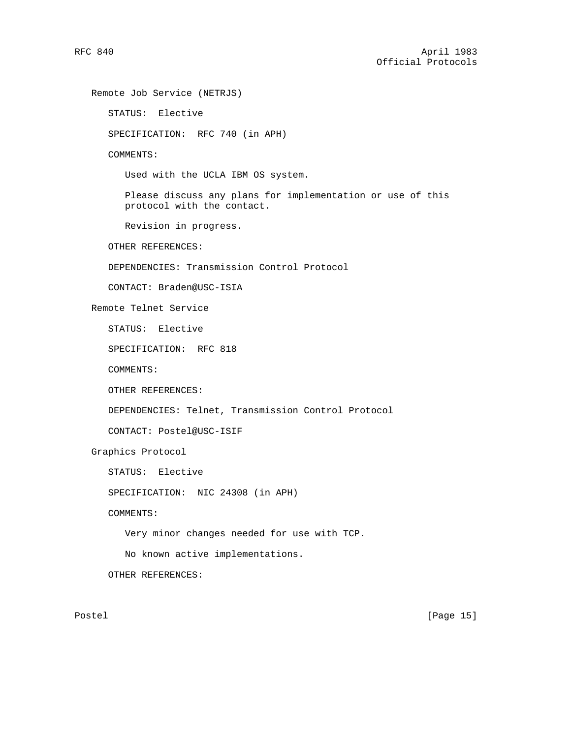## Remote Job Service (NETRJS)

STATUS: Elective

SPECIFICATION: RFC 740 (in APH)

COMMENTS:

Used with the UCLA IBM OS system.

Please discuss any plans for implementation or use of this protocol with the contact.

Revision in progress.

OTHER REFERENCES:

DEPENDENCIES: Transmission Control Protocol

CONTACT: Braden@USC-ISIA

## Remote Telnet Service

STATUS: Elective

SPECIFICATION: RFC 818

COMMENTS:

OTHER REFERENCES:

DEPENDENCIES: Telnet, Transmission Control Protocol

CONTACT: Postel@USC-ISIF

## Graphics Protocol

STATUS: Elective

SPECIFICATION: NIC 24308 (in APH)

COMMENTS:

Very minor changes needed for use with TCP.

No known active implementations.

OTHER REFERENCES: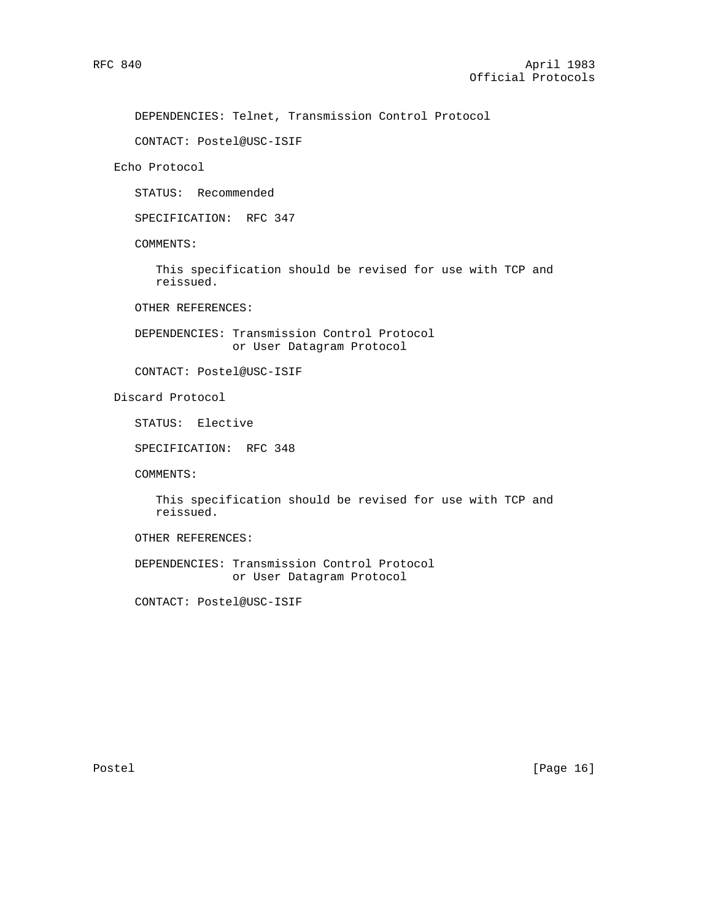DEPENDENCIES: Telnet, Transmission Control Protocol

CONTACT: Postel@USC-ISIF

### Echo Protocol

STATUS:  Recommended

SPECIFICATION:  RFC 347

COMMENTS:

This specification should be revised for use with TCP and reissued.

OTHER REFERENCES:

DEPENDENCIES: Transmission Control Protocol
or User Datagram Protocol

CONTACT: Postel@USC-ISIF

### Discard Protocol

STATUS:  Elective

SPECIFICATION:  RFC 348

COMMENTS:

This specification should be revised for use with TCP and reissued.

OTHER REFERENCES:

DEPENDENCIES: Transmission Control Protocol
or User Datagram Protocol

CONTACT: Postel@USC-ISIF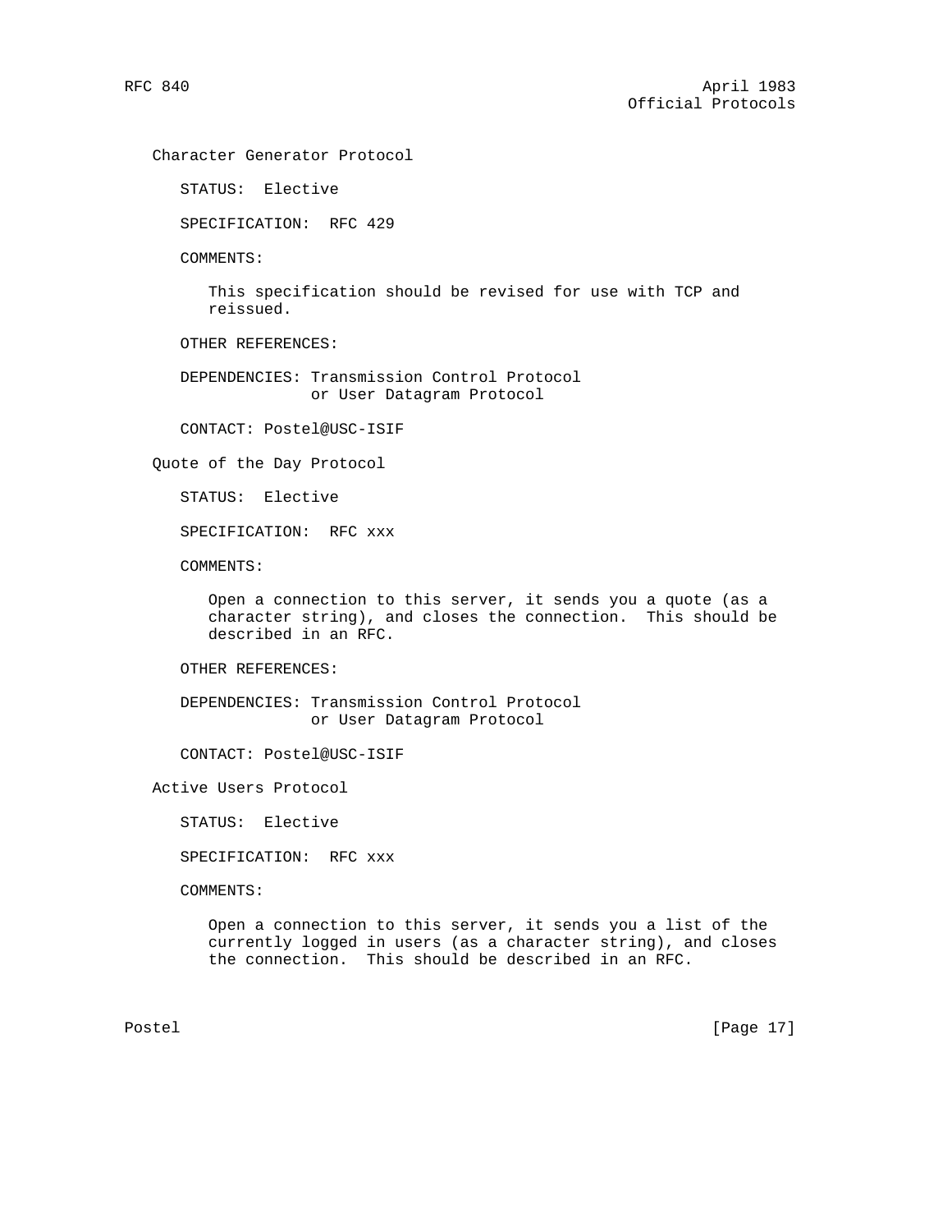## Character Generator Protocol

STATUS: Elective

SPECIFICATION: RFC 429

COMMENTS:

This specification should be revised for use with TCP and reissued.

OTHER REFERENCES:

DEPENDENCIES: Transmission Control Protocol
or User Datagram Protocol

CONTACT: Postel@USC-ISIF

## Quote of the Day Protocol

STATUS: Elective

SPECIFICATION: RFC xxx

COMMENTS:

Open a connection to this server, it sends you a quote (as a character string), and closes the connection. This should be described in an RFC.

OTHER REFERENCES:

DEPENDENCIES: Transmission Control Protocol
or User Datagram Protocol

CONTACT: Postel@USC-ISIF

## Active Users Protocol

STATUS: Elective

SPECIFICATION: RFC xxx

COMMENTS:

Open a connection to this server, it sends you a list of the currently logged in users (as a character string), and closes the connection. This should be described in an RFC.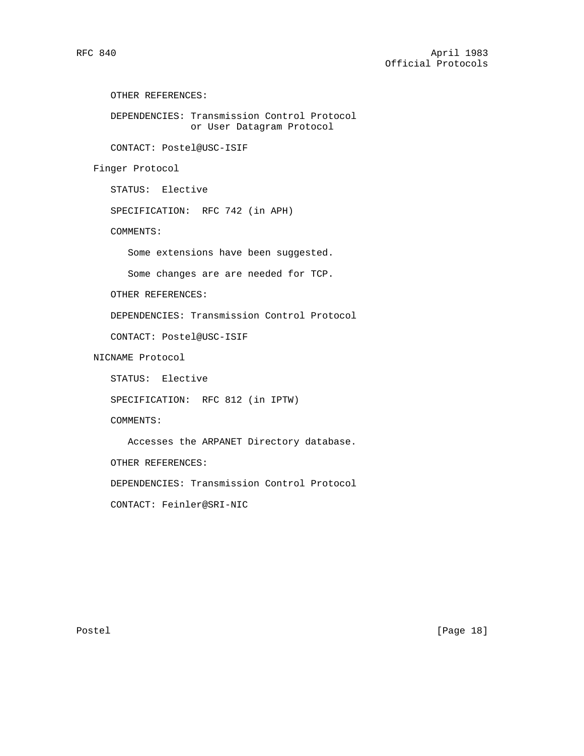OTHER REFERENCES:

DEPENDENCIES: Transmission Control Protocol
or User Datagram Protocol

CONTACT: Postel@USC-ISIF

### Finger Protocol

STATUS: Elective

SPECIFICATION: RFC 742 (in APH)

COMMENTS:

Some extensions have been suggested.

Some changes are are needed for TCP.

OTHER REFERENCES:

DEPENDENCIES: Transmission Control Protocol

CONTACT: Postel@USC-ISIF

### NICNAME Protocol

STATUS: Elective

SPECIFICATION: RFC 812 (in IPTW)

COMMENTS:

Accesses the ARPANET Directory database.

OTHER REFERENCES:

DEPENDENCIES: Transmission Control Protocol

CONTACT: Feinler@SRI-NIC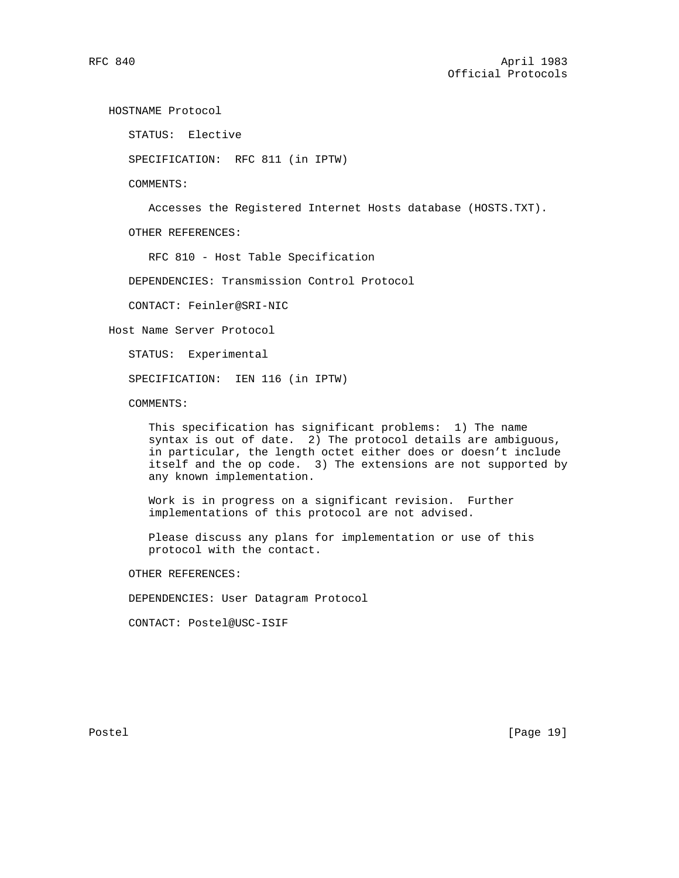### HOSTNAME Protocol

STATUS: Elective

SPECIFICATION: RFC 811 (in IPTW)

COMMENTS:

Accesses the Registered Internet Hosts database (HOSTS.TXT).

OTHER REFERENCES:

RFC 810 - Host Table Specification

DEPENDENCIES: Transmission Control Protocol

CONTACT: Feinler@SRI-NIC

### Host Name Server Protocol

STATUS: Experimental

SPECIFICATION: IEN 116 (in IPTW)

COMMENTS:

This specification has significant problems: 1) The name syntax is out of date. 2) The protocol details are ambiguous, in particular, the length octet either does or doesn't include itself and the op code. 3) The extensions are not supported by any known implementation.

Work is in progress on a significant revision. Further implementations of this protocol are not advised.

Please discuss any plans for implementation or use of this protocol with the contact.

OTHER REFERENCES:

DEPENDENCIES: User Datagram Protocol

CONTACT: Postel@USC-ISIF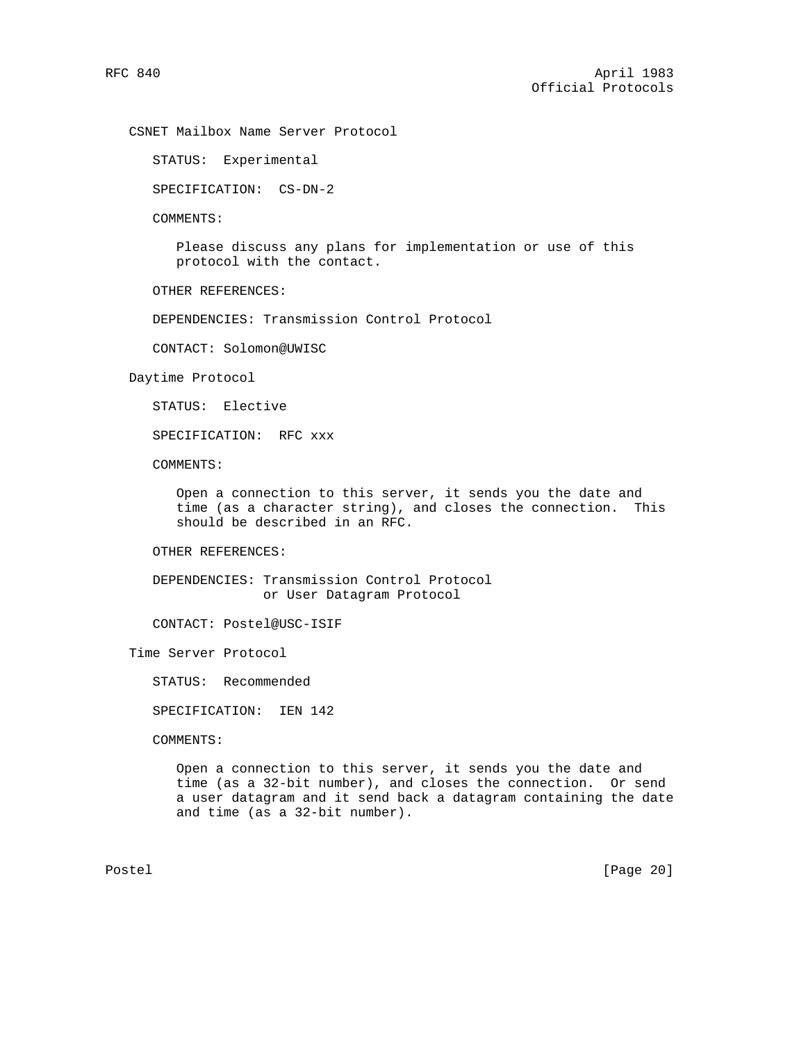## CSNET Mailbox Name Server Protocol

STATUS: Experimental

SPECIFICATION: CS-DN-2

COMMENTS:

Please discuss any plans for implementation or use of this protocol with the contact.

OTHER REFERENCES:

DEPENDENCIES: Transmission Control Protocol

CONTACT: Solomon@UWISC

## Daytime Protocol

STATUS: Elective

SPECIFICATION: RFC xxx

COMMENTS:

Open a connection to this server, it sends you the date and time (as a character string), and closes the connection. This should be described in an RFC.

OTHER REFERENCES:

DEPENDENCIES: Transmission Control Protocol or User Datagram Protocol

CONTACT: Postel@USC-ISIF

## Time Server Protocol

STATUS: Recommended

SPECIFICATION: IEN 142

COMMENTS:

Open a connection to this server, it sends you the date and time (as a 32-bit number), and closes the connection. Or send a user datagram and it send back a datagram containing the date and time (as a 32-bit number).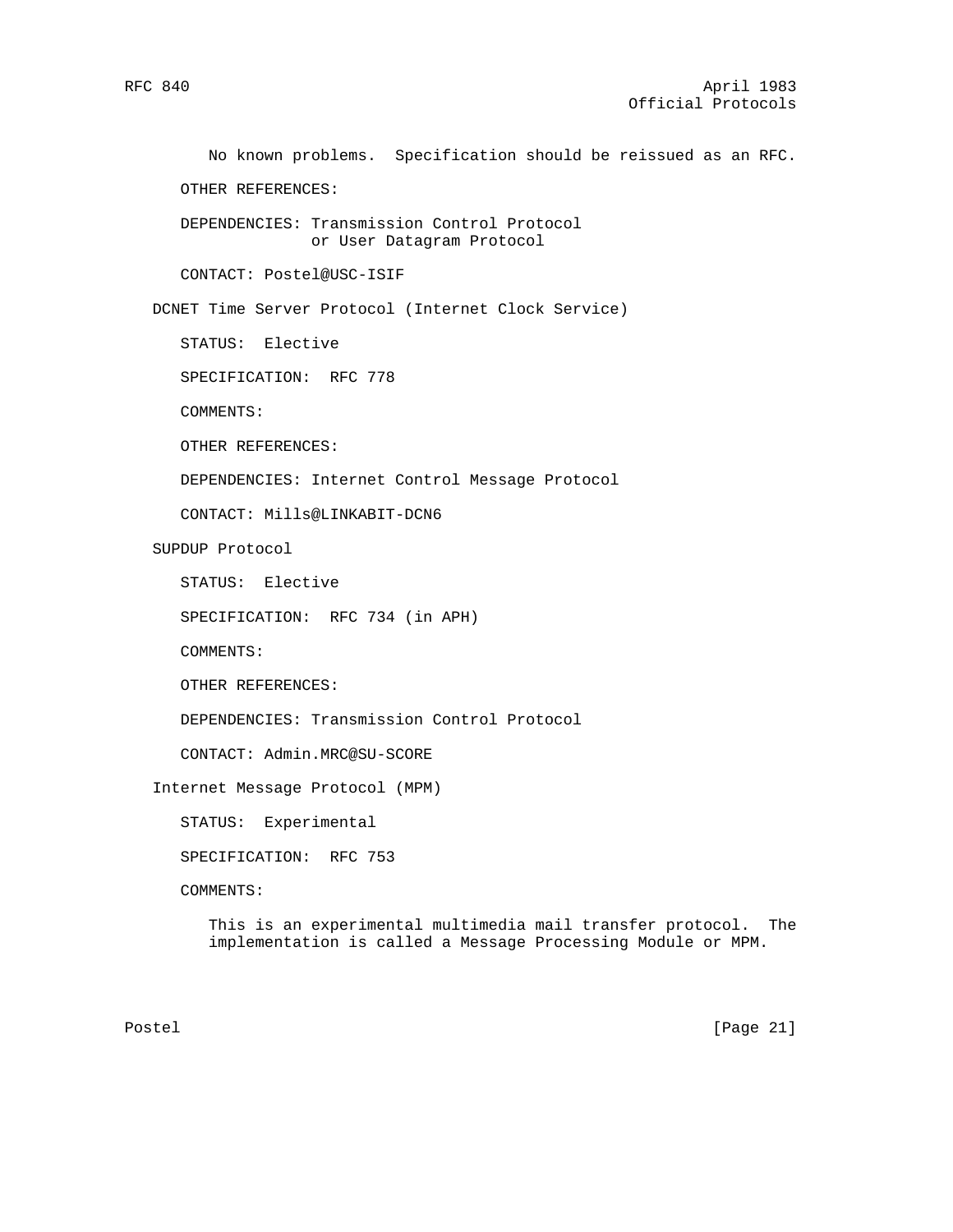No known problems. Specification should be reissued as an RFC.

OTHER REFERENCES:

DEPENDENCIES: Transmission Control Protocol
or User Datagram Protocol

CONTACT: Postel@USC-ISIF

## DCNET Time Server Protocol (Internet Clock Service)

STATUS: Elective

SPECIFICATION: RFC 778

COMMENTS:

OTHER REFERENCES:

DEPENDENCIES: Internet Control Message Protocol

CONTACT: Mills@LINKABIT-DCN6

## SUPDUP Protocol

STATUS: Elective

SPECIFICATION: RFC 734 (in APH)

COMMENTS:

OTHER REFERENCES:

DEPENDENCIES: Transmission Control Protocol

CONTACT: Admin.MRC@SU-SCORE

## Internet Message Protocol (MPM)

STATUS: Experimental

SPECIFICATION: RFC 753

COMMENTS:

This is an experimental multimedia mail transfer protocol. The implementation is called a Message Processing Module or MPM.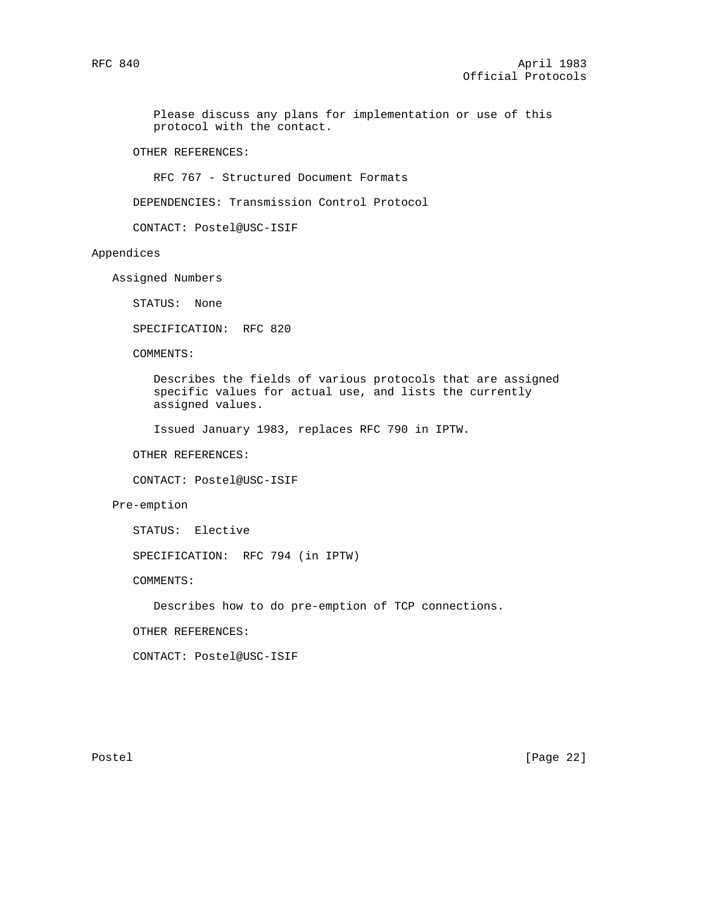Please discuss any plans for implementation or use of this protocol with the contact.

OTHER REFERENCES:

RFC 767 - Structured Document Formats

DEPENDENCIES: Transmission Control Protocol

CONTACT: Postel@USC-ISIF

# Appendices

## Assigned Numbers

STATUS: None

SPECIFICATION: RFC 820

COMMENTS:

Describes the fields of various protocols that are assigned specific values for actual use, and lists the currently assigned values.

Issued January 1983, replaces RFC 790 in IPTW.

OTHER REFERENCES:

CONTACT: Postel@USC-ISIF

## Pre-emption

STATUS: Elective

SPECIFICATION: RFC 794 (in IPTW)

COMMENTS:

Describes how to do pre-emption of TCP connections.

OTHER REFERENCES:

CONTACT: Postel@USC-ISIF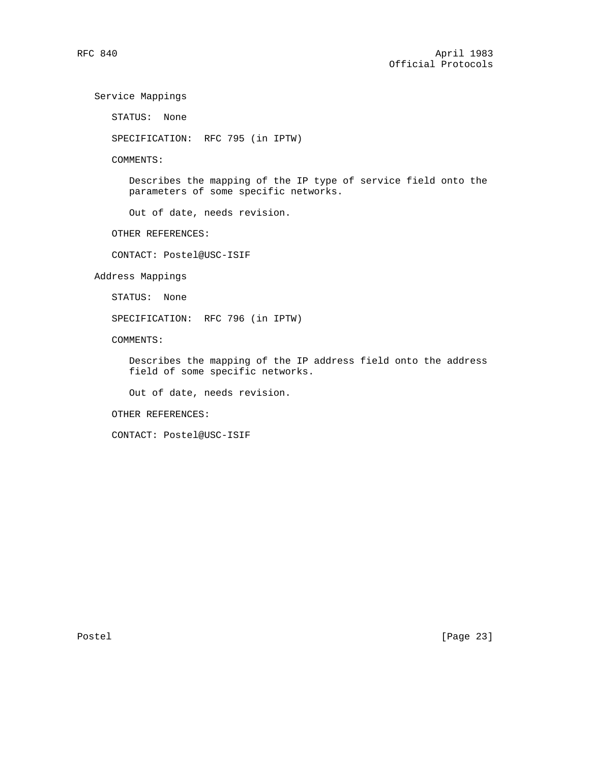## Service Mappings

STATUS: None

SPECIFICATION: RFC 795 (in IPTW)

COMMENTS:

Describes the mapping of the IP type of service field onto the parameters of some specific networks.

Out of date, needs revision.

OTHER REFERENCES:

CONTACT: Postel@USC-ISIF

## Address Mappings

STATUS: None

SPECIFICATION: RFC 796 (in IPTW)

COMMENTS:

Describes the mapping of the IP address field onto the address field of some specific networks.

Out of date, needs revision.

OTHER REFERENCES:

CONTACT: Postel@USC-ISIF